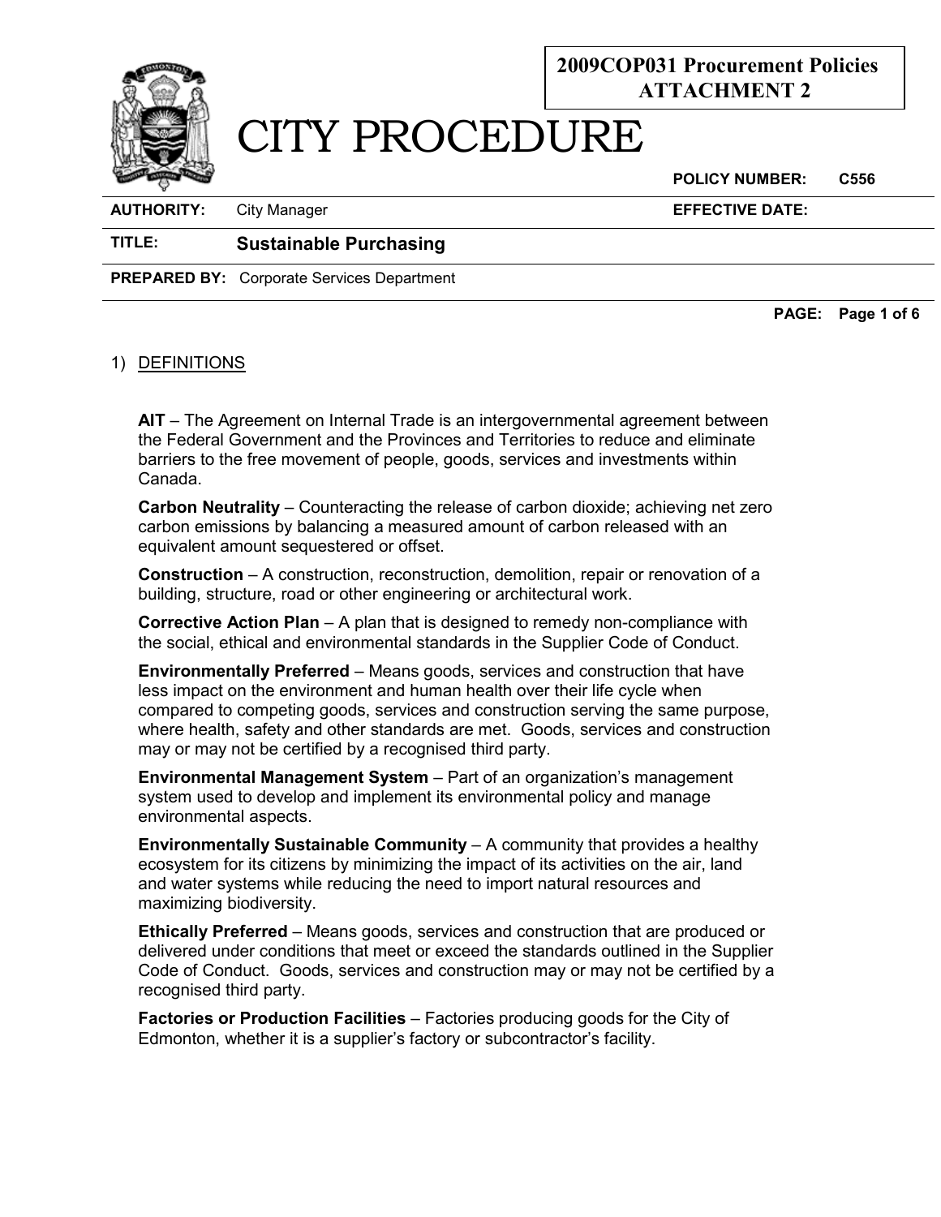**2009COP031 Procurement Policies**
**ATTACHMENT 2**

# CITY PROCEDURE

**POLICY NUMBER:** C556

**AUTHORITY:** City Manager

**EFFECTIVE DATE:**

**TITLE:** **Sustainable Purchasing**

**PREPARED BY:** Corporate Services Department

1) DEFINITIONS

**AIT** – The Agreement on Internal Trade is an intergovernmental agreement between the Federal Government and the Provinces and Territories to reduce and eliminate barriers to the free movement of people, goods, services and investments within Canada.

**Carbon Neutrality** – Counteracting the release of carbon dioxide; achieving net zero carbon emissions by balancing a measured amount of carbon released with an equivalent amount sequestered or offset.

**Construction** – A construction, reconstruction, demolition, repair or renovation of a building, structure, road or other engineering or architectural work.

**Corrective Action Plan** – A plan that is designed to remedy non-compliance with the social, ethical and environmental standards in the Supplier Code of Conduct.

**Environmentally Preferred** – Means goods, services and construction that have less impact on the environment and human health over their life cycle when compared to competing goods, services and construction serving the same purpose, where health, safety and other standards are met. Goods, services and construction may or may not be certified by a recognised third party.

**Environmental Management System** – Part of an organization's management system used to develop and implement its environmental policy and manage environmental aspects.

**Environmentally Sustainable Community** – A community that provides a healthy ecosystem for its citizens by minimizing the impact of its activities on the air, land and water systems while reducing the need to import natural resources and maximizing biodiversity.

**Ethically Preferred** – Means goods, services and construction that are produced or delivered under conditions that meet or exceed the standards outlined in the Supplier Code of Conduct. Goods, services and construction may or may not be certified by a recognised third party.

**Factories or Production Facilities** – Factories producing goods for the City of Edmonton, whether it is a supplier's factory or subcontractor's facility.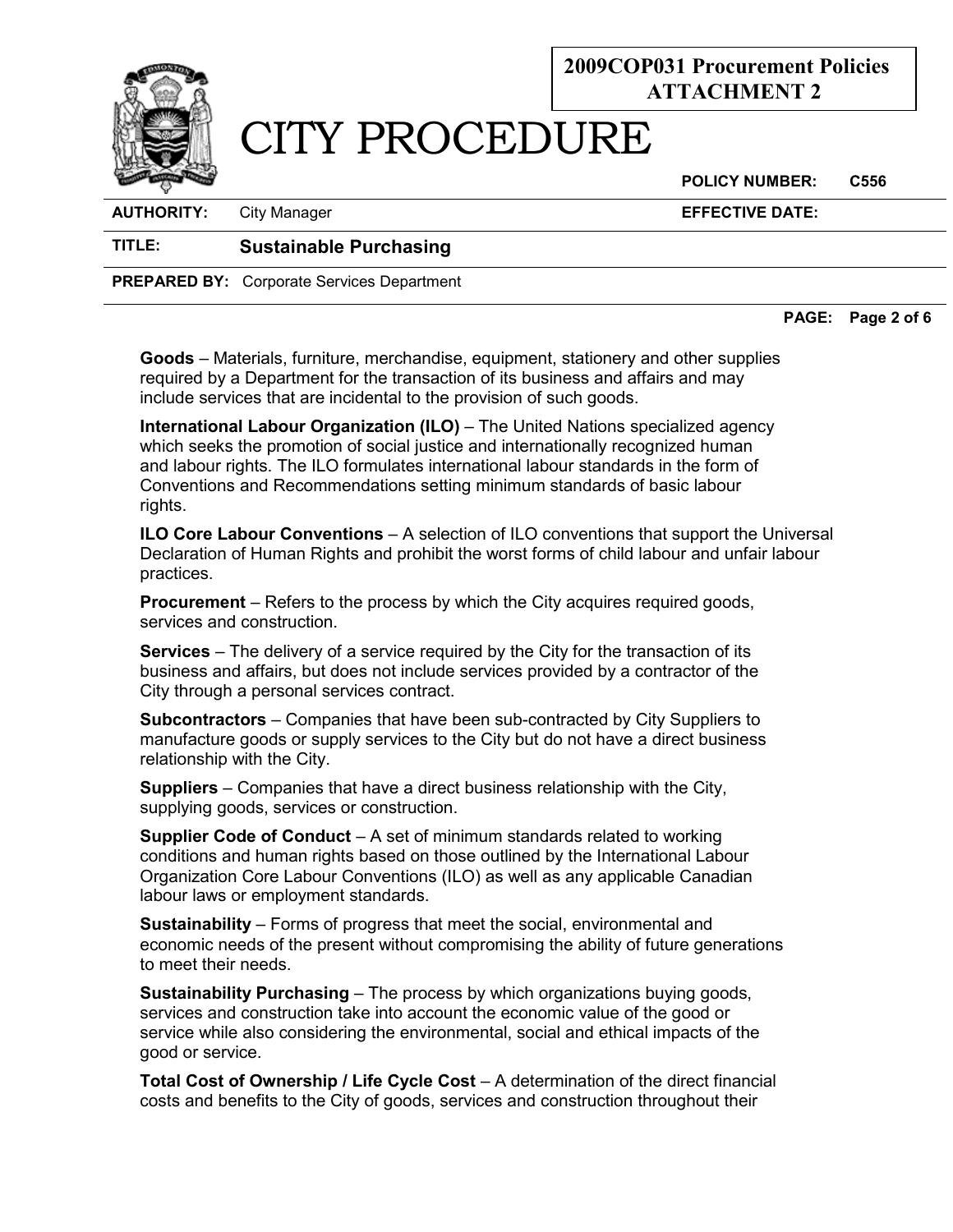**Goods** – Materials, furniture, merchandise, equipment, stationery and other supplies required by a Department for the transaction of its business and affairs and may include services that are incidental to the provision of such goods.

**International Labour Organization (ILO)** – The United Nations specialized agency which seeks the promotion of social justice and internationally recognized human and labour rights. The ILO formulates international labour standards in the form of Conventions and Recommendations setting minimum standards of basic labour rights.

**ILO Core Labour Conventions** – A selection of ILO conventions that support the Universal Declaration of Human Rights and prohibit the worst forms of child labour and unfair labour practices.

**Procurement** – Refers to the process by which the City acquires required goods, services and construction.

**Services** – The delivery of a service required by the City for the transaction of its business and affairs, but does not include services provided by a contractor of the City through a personal services contract.

**Subcontractors** – Companies that have been sub-contracted by City Suppliers to manufacture goods or supply services to the City but do not have a direct business relationship with the City.

**Suppliers** – Companies that have a direct business relationship with the City, supplying goods, services or construction.

**Supplier Code of Conduct** – A set of minimum standards related to working conditions and human rights based on those outlined by the International Labour Organization Core Labour Conventions (ILO) as well as any applicable Canadian labour laws or employment standards.

**Sustainability** – Forms of progress that meet the social, environmental and economic needs of the present without compromising the ability of future generations to meet their needs.

**Sustainability Purchasing** – The process by which organizations buying goods, services and construction take into account the economic value of the good or service while also considering the environmental, social and ethical impacts of the good or service.

**Total Cost of Ownership / Life Cycle Cost** – A determination of the direct financial costs and benefits to the City of goods, services and construction throughout their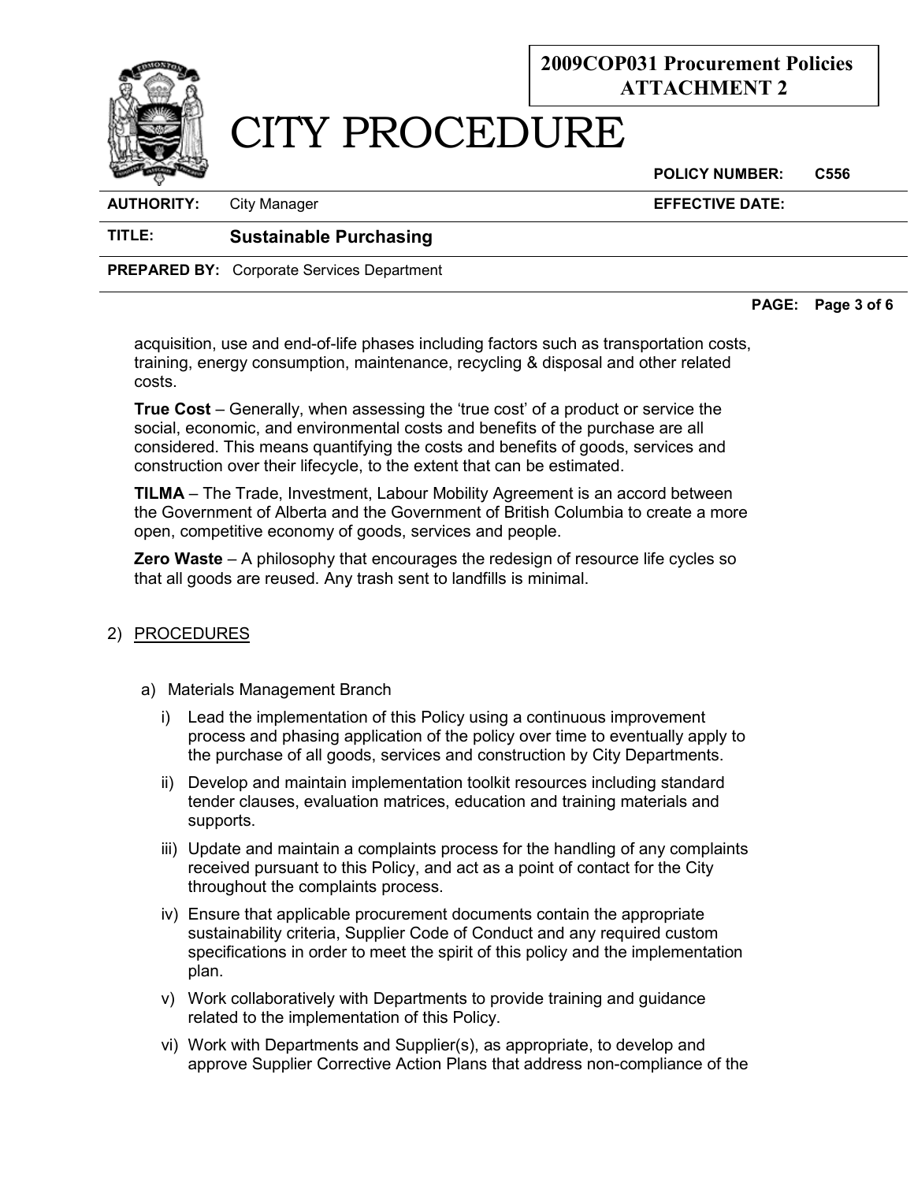acquisition, use and end-of-life phases including factors such as transportation costs, training, energy consumption, maintenance, recycling & disposal and other related costs.

**True Cost** – Generally, when assessing the 'true cost' of a product or service the social, economic, and environmental costs and benefits of the purchase are all considered. This means quantifying the costs and benefits of goods, services and construction over their lifecycle, to the extent that can be estimated.

**TILMA** – The Trade, Investment, Labour Mobility Agreement is an accord between the Government of Alberta and the Government of British Columbia to create a more open, competitive economy of goods, services and people.

**Zero Waste** – A philosophy that encourages the redesign of resource life cycles so that all goods are reused. Any trash sent to landfills is minimal.

## 2) PROCEDURES

a) Materials Management Branch

i) Lead the implementation of this Policy using a continuous improvement process and phasing application of the policy over time to eventually apply to the purchase of all goods, services and construction by City Departments.

ii) Develop and maintain implementation toolkit resources including standard tender clauses, evaluation matrices, education and training materials and supports.

iii) Update and maintain a complaints process for the handling of any complaints received pursuant to this Policy, and act as a point of contact for the City throughout the complaints process.

iv) Ensure that applicable procurement documents contain the appropriate sustainability criteria, Supplier Code of Conduct and any required custom specifications in order to meet the spirit of this policy and the implementation plan.

v) Work collaboratively with Departments to provide training and guidance related to the implementation of this Policy.

vi) Work with Departments and Supplier(s), as appropriate, to develop and approve Supplier Corrective Action Plans that address non-compliance of the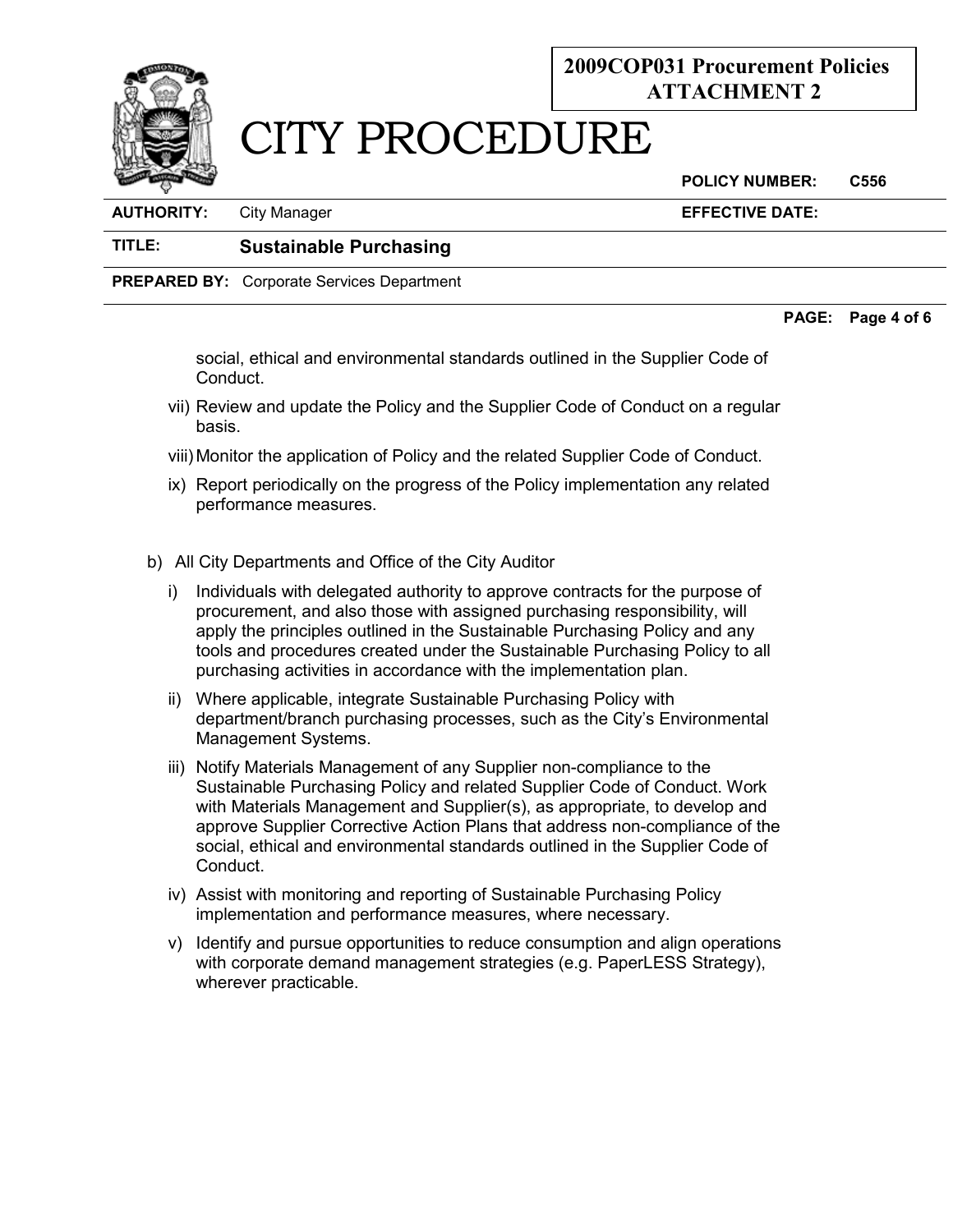social, ethical and environmental standards outlined in the Supplier Code of Conduct.

vii) Review and update the Policy and the Supplier Code of Conduct on a regular basis.

viii) Monitor the application of Policy and the related Supplier Code of Conduct.

ix) Report periodically on the progress of the Policy implementation any related performance measures.

b) All City Departments and Office of the City Auditor

i) Individuals with delegated authority to approve contracts for the purpose of procurement, and also those with assigned purchasing responsibility, will apply the principles outlined in the Sustainable Purchasing Policy and any tools and procedures created under the Sustainable Purchasing Policy to all purchasing activities in accordance with the implementation plan.

ii) Where applicable, integrate Sustainable Purchasing Policy with department/branch purchasing processes, such as the City's Environmental Management Systems.

iii) Notify Materials Management of any Supplier non-compliance to the Sustainable Purchasing Policy and related Supplier Code of Conduct. Work with Materials Management and Supplier(s), as appropriate, to develop and approve Supplier Corrective Action Plans that address non-compliance of the social, ethical and environmental standards outlined in the Supplier Code of Conduct.

iv) Assist with monitoring and reporting of Sustainable Purchasing Policy implementation and performance measures, where necessary.

v) Identify and pursue opportunities to reduce consumption and align operations with corporate demand management strategies (e.g. PaperLESS Strategy), wherever practicable.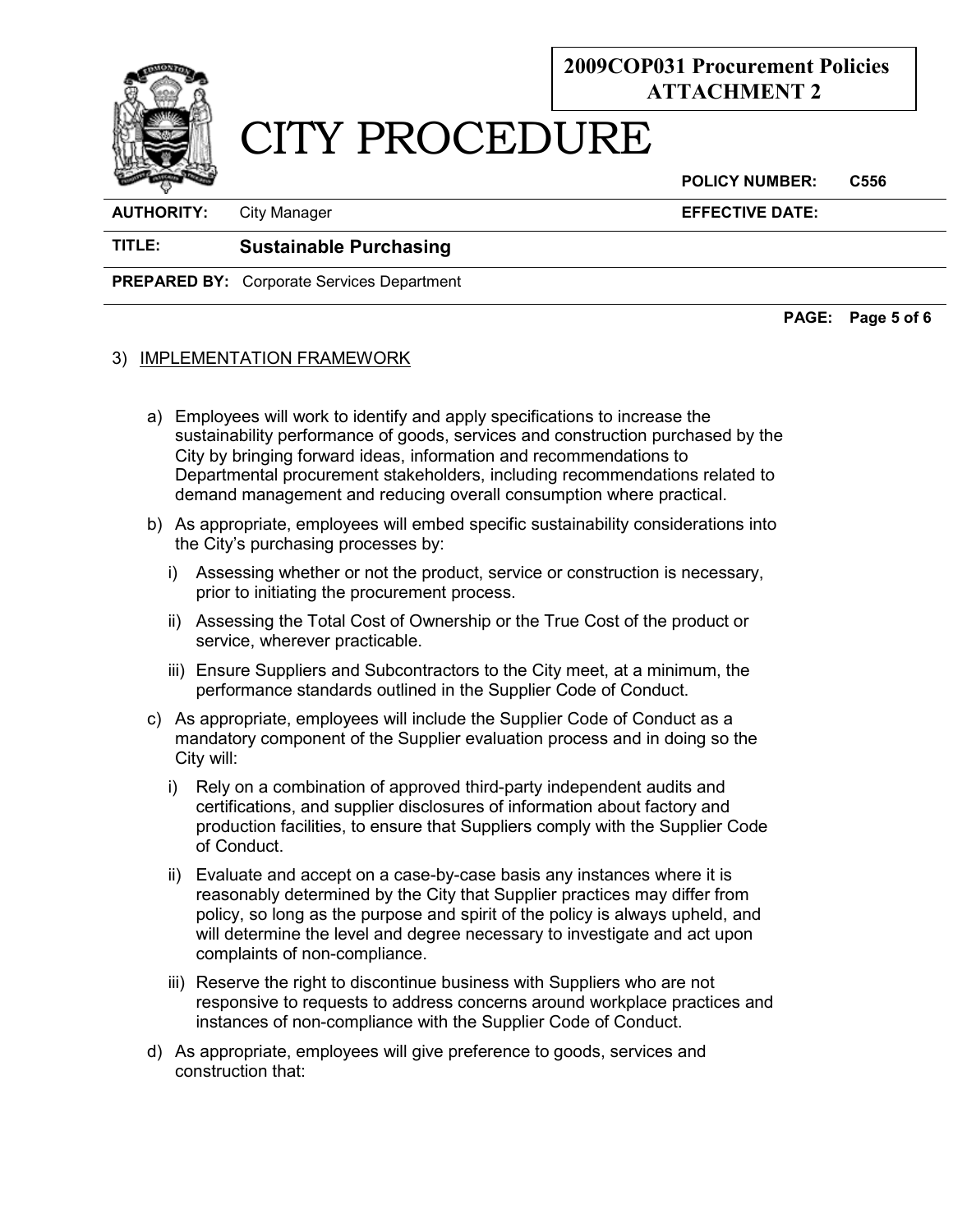3) IMPLEMENTATION FRAMEWORK

a) Employees will work to identify and apply specifications to increase the sustainability performance of goods, services and construction purchased by the City by bringing forward ideas, information and recommendations to Departmental procurement stakeholders, including recommendations related to demand management and reducing overall consumption where practical.

b) As appropriate, employees will embed specific sustainability considerations into the City's purchasing processes by:

   i) Assessing whether or not the product, service or construction is necessary, prior to initiating the procurement process.

   ii) Assessing the Total Cost of Ownership or the True Cost of the product or service, wherever practicable.

   iii) Ensure Suppliers and Subcontractors to the City meet, at a minimum, the performance standards outlined in the Supplier Code of Conduct.

c) As appropriate, employees will include the Supplier Code of Conduct as a mandatory component of the Supplier evaluation process and in doing so the City will:

   i) Rely on a combination of approved third-party independent audits and certifications, and supplier disclosures of information about factory and production facilities, to ensure that Suppliers comply with the Supplier Code of Conduct.

   ii) Evaluate and accept on a case-by-case basis any instances where it is reasonably determined by the City that Supplier practices may differ from policy, so long as the purpose and spirit of the policy is always upheld, and will determine the level and degree necessary to investigate and act upon complaints of non-compliance.

   iii) Reserve the right to discontinue business with Suppliers who are not responsive to requests to address concerns around workplace practices and instances of non-compliance with the Supplier Code of Conduct.

d) As appropriate, employees will give preference to goods, services and construction that: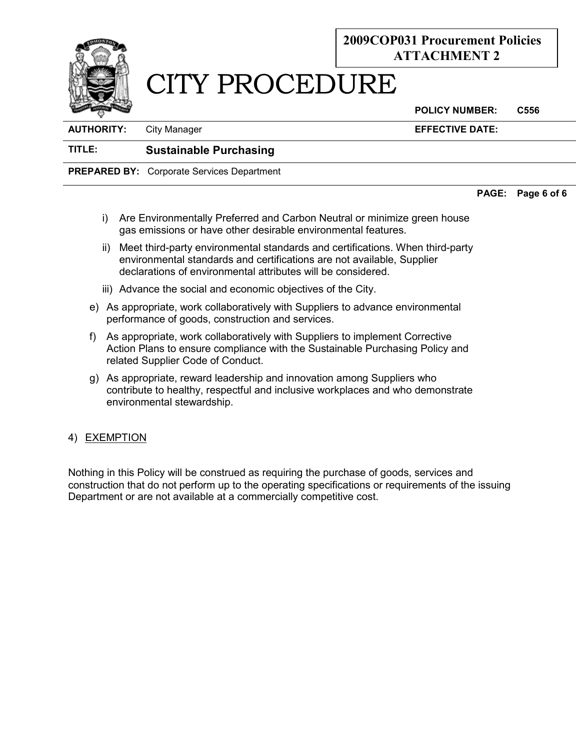i) Are Environmentally Preferred and Carbon Neutral or minimize green house gas emissions or have other desirable environmental features.

ii) Meet third-party environmental standards and certifications. When third-party environmental standards and certifications are not available, Supplier declarations of environmental attributes will be considered.

iii) Advance the social and economic objectives of the City.

e) As appropriate, work collaboratively with Suppliers to advance environmental performance of goods, construction and services.

f) As appropriate, work collaboratively with Suppliers to implement Corrective Action Plans to ensure compliance with the Sustainable Purchasing Policy and related Supplier Code of Conduct.

g) As appropriate, reward leadership and innovation among Suppliers who contribute to healthy, respectful and inclusive workplaces and who demonstrate environmental stewardship.

## 4) EXEMPTION

Nothing in this Policy will be construed as requiring the purchase of goods, services and construction that do not perform up to the operating specifications or requirements of the issuing Department or are not available at a commercially competitive cost.